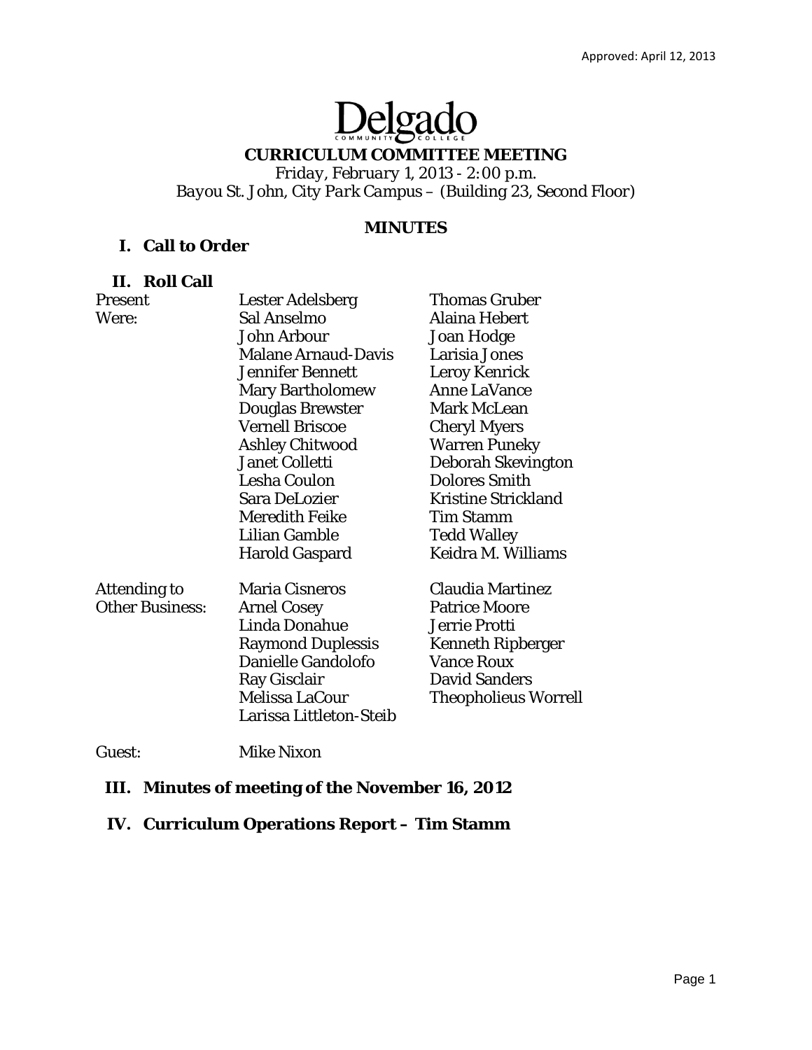Approved: April 12, 2013

Delgado Community College

# CURRICULUM COMMITTEE MEETING

*Friday, February 1, 2013 - 2:00 p.m.*
*Bayou St. John, City Park Campus – (Building 23, Second Floor)*

## MINUTES

### I. Call to Order

### II. Roll Call

| | | |
|---|---|---|
| Present Were: | Lester Adelsberg | Thomas Gruber |
| | Sal Anselmo | Alaina Hebert |
| | John Arbour | Joan Hodge |
| | Malane Arnaud-Davis | Larisia Jones |
| | Jennifer Bennett | Leroy Kenrick |
| | Mary Bartholomew | Anne LaVance |
| | Douglas Brewster | Mark McLean |
| | Vernell Briscoe | Cheryl Myers |
| | Ashley Chitwood | Warren Puneky |
| | Janet Colletti | Deborah Skevington |
| | Lesha Coulon | Dolores Smith |
| | Sara DeLozier | Kristine Strickland |
| | Meredith Feike | Tim Stamm |
| | Lilian Gamble | Tedd Walley |
| | Harold Gaspard | Keidra M. Williams |
| Attending to Other Business: | Maria Cisneros | Claudia Martinez |
| | Arnel Cosey | Patrice Moore |
| | Linda Donahue | Jerrie Protti |
| | Raymond Duplessis | Kenneth Ripberger |
| | Danielle Gandolofo | Vance Roux |
| | Ray Gisclair | David Sanders |
| | Melissa LaCour | Theopholieus Worrell |
| | Larissa Littleton-Steib | |
| Guest: | Mike Nixon | |

### III. Minutes of meeting of the November 16, 2012

### IV. Curriculum Operations Report – Tim Stamm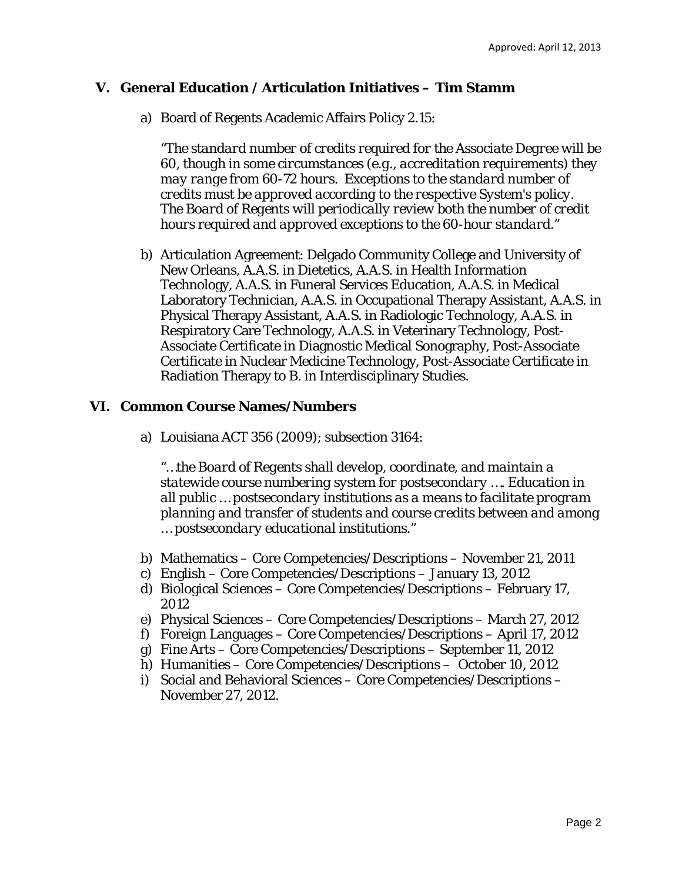## V. General Education / Articulation Initiatives – Tim Stamm

a) Board of Regents Academic Affairs Policy 2.15:

   "*The standard number of credits required for the Associate Degree will be 60, though in some circumstances (e.g., accreditation requirements) they may range from 60-72 hours. Exceptions to the standard number of credits must be approved according to the respective System's policy. The Board of Regents will periodically review both the number of credit hours required and approved exceptions to the 60-hour standard.*"

b) Articulation Agreement: Delgado Community College and University of New Orleans, A.A.S. in Dietetics, A.A.S. in Health Information Technology, A.A.S. in Funeral Services Education, A.A.S. in Medical Laboratory Technician, A.A.S. in Occupational Therapy Assistant, A.A.S. in Physical Therapy Assistant, A.A.S. in Radiologic Technology, A.A.S. in Respiratory Care Technology, A.A.S. in Veterinary Technology, Post-Associate Certificate in Diagnostic Medical Sonography, Post-Associate Certificate in Nuclear Medicine Technology, Post-Associate Certificate in Radiation Therapy to B. in Interdisciplinary Studies.

## VI. Common Course Names/Numbers

a) Louisiana ACT 356 (2009); subsection 3164:

   "*…the Board of Regents shall develop, coordinate, and maintain a statewide course numbering system for postsecondary …. Education in all public … postsecondary institutions as a means to facilitate program planning and transfer of students and course credits between and among … postsecondary educational institutions.*"

b) Mathematics – Core Competencies/Descriptions – November 21, 2011
c) English – Core Competencies/Descriptions – January 13, 2012
d) Biological Sciences – Core Competencies/Descriptions – February 17, 2012
e) Physical Sciences – Core Competencies/Descriptions – March 27, 2012
f) Foreign Languages – Core Competencies/Descriptions – April 17, 2012
g) Fine Arts – Core Competencies/Descriptions – September 11, 2012
h) Humanities – Core Competencies/Descriptions – October 10, 2012
i) Social and Behavioral Sciences – Core Competencies/Descriptions – November 27, 2012.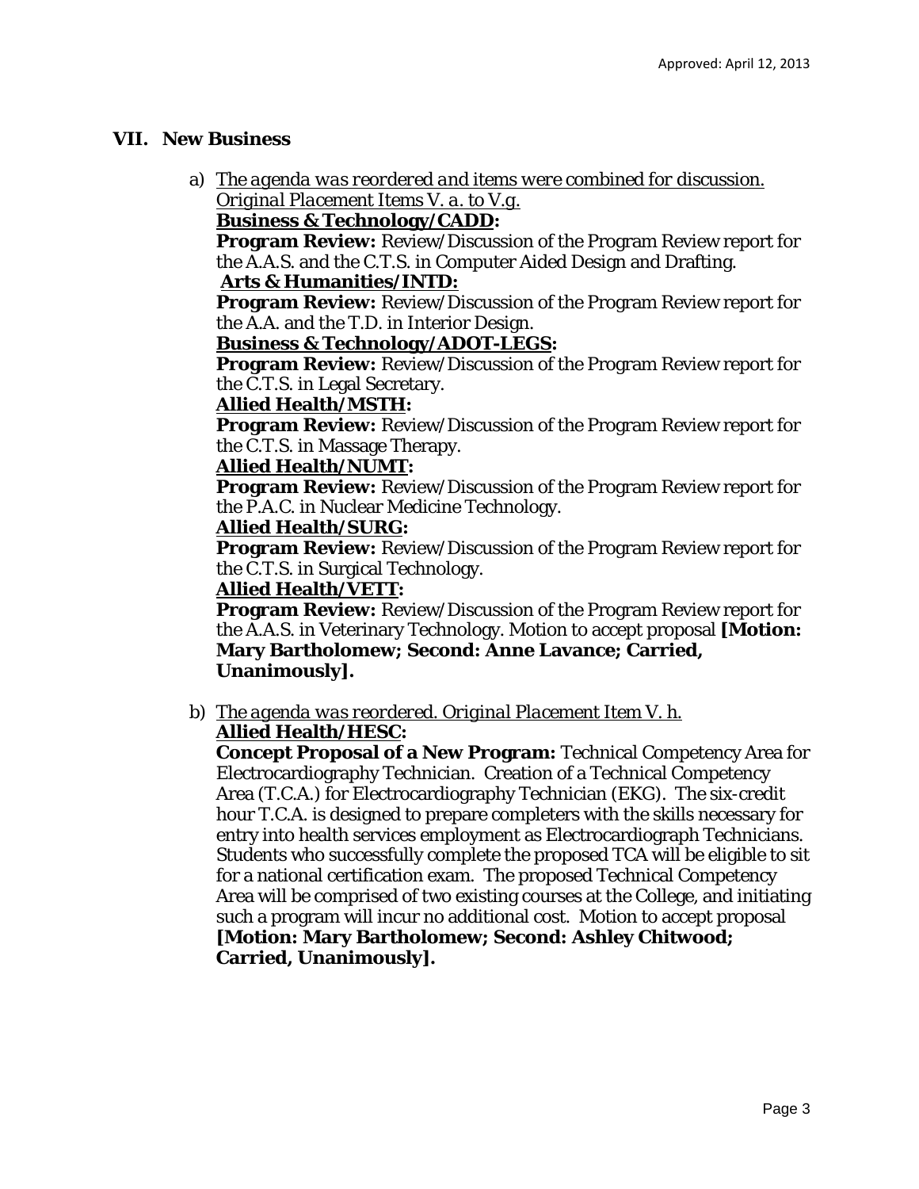Approved: April 12, 2013

## VII. New Business

a) *The agenda was reordered and items were combined for discussion. Original Placement Items V. a. to V.g.*

**Business & Technology/CADD:**

**Program Review:** Review/Discussion of the Program Review report for the A.A.S. and the C.T.S. in Computer Aided Design and Drafting.

**Arts & Humanities/INTD:**

**Program Review:** Review/Discussion of the Program Review report for the A.A. and the T.D. in Interior Design.

**Business & Technology/ADOT-LEGS:**

**Program Review:** Review/Discussion of the Program Review report for the C.T.S. in Legal Secretary.

**Allied Health/MSTH:**

**Program Review:** Review/Discussion of the Program Review report for the C.T.S. in Massage Therapy.

**Allied Health/NUMT:**

**Program Review:** Review/Discussion of the Program Review report for the P.A.C. in Nuclear Medicine Technology.

**Allied Health/SURG:**

**Program Review:** Review/Discussion of the Program Review report for the C.T.S. in Surgical Technology.

**Allied Health/VETT:**

**Program Review:** Review/Discussion of the Program Review report for the A.A.S. in Veterinary Technology. Motion to accept proposal **[Motion: Mary Bartholomew; Second: Anne Lavance; Carried, Unanimously].**

b) *The agenda was reordered. Original Placement Item V. h.*

**Allied Health/HESC:**

**Concept Proposal of a New Program:** Technical Competency Area for Electrocardiography Technician. Creation of a Technical Competency Area (T.C.A.) for Electrocardiography Technician (EKG). The six-credit hour T.C.A. is designed to prepare completers with the skills necessary for entry into health services employment as Electrocardiograph Technicians. Students who successfully complete the proposed TCA will be eligible to sit for a national certification exam. The proposed Technical Competency Area will be comprised of two existing courses at the College, and initiating such a program will incur no additional cost. Motion to accept proposal **[Motion: Mary Bartholomew; Second: Ashley Chitwood; Carried, Unanimously].**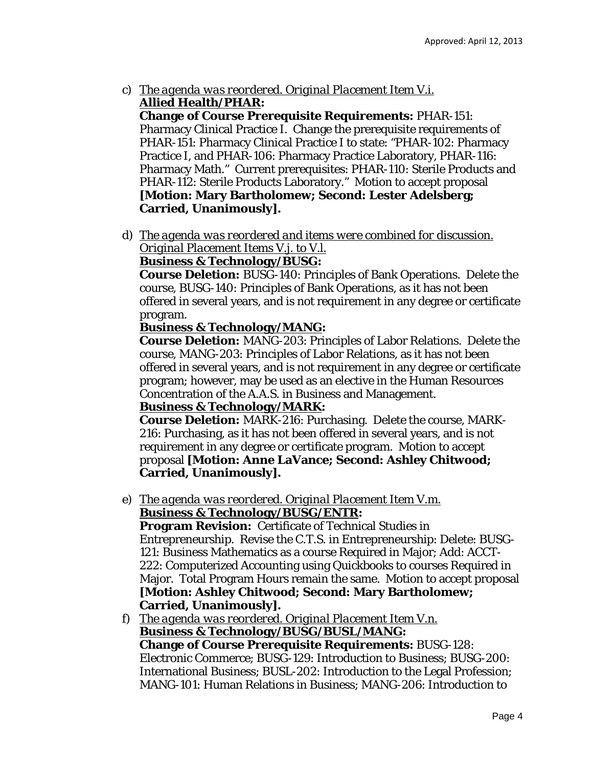Approved: April 12, 2013

c) *The agenda was reordered. Original Placement Item V.i.*
**Allied Health/PHAR:**
**Change of Course Prerequisite Requirements:** PHAR-151: Pharmacy Clinical Practice I. Change the prerequisite requirements of PHAR-151: Pharmacy Clinical Practice I to state: "PHAR-102: Pharmacy Practice I, and PHAR-106: Pharmacy Practice Laboratory, PHAR-116: Pharmacy Math." Current prerequisites: PHAR-110: Sterile Products and PHAR-112: Sterile Products Laboratory." Motion to accept proposal **[Motion: Mary Bartholomew; Second: Lester Adelsberg; Carried, Unanimously].**

d) *The agenda was reordered and items were combined for discussion. Original Placement Items V.j. to V.l.*
**Business & Technology/BUSG:**
**Course Deletion:** BUSG-140: Principles of Bank Operations. Delete the course, BUSG-140: Principles of Bank Operations, as it has not been offered in several years, and is not requirement in any degree or certificate program.
**Business & Technology/MANG:**
**Course Deletion:** MANG-203: Principles of Labor Relations. Delete the course, MANG-203: Principles of Labor Relations, as it has not been offered in several years, and is not requirement in any degree or certificate program; however, may be used as an elective in the Human Resources Concentration of the A.A.S. in Business and Management.
**Business & Technology/MARK:**
**Course Deletion:** MARK-216: Purchasing. Delete the course, MARK-216: Purchasing, as it has not been offered in several years, and is not requirement in any degree or certificate program. Motion to accept proposal **[Motion: Anne LaVance; Second: Ashley Chitwood; Carried, Unanimously].**

e) *The agenda was reordered. Original Placement Item V.m.*
**Business & Technology/BUSG/ENTR:**
**Program Revision:** Certificate of Technical Studies in Entrepreneurship. Revise the C.T.S. in Entrepreneurship: Delete: BUSG-121: Business Mathematics as a course Required in Major; Add: ACCT-222: Computerized Accounting using Quickbooks to courses Required in Major. Total Program Hours remain the same. Motion to accept proposal **[Motion: Ashley Chitwood; Second: Mary Bartholomew; Carried, Unanimously].**

f) *The agenda was reordered. Original Placement Item V.n.*
**Business & Technology/BUSG/BUSL/MANG:**
**Change of Course Prerequisite Requirements:** BUSG-128: Electronic Commerce; BUSG-129: Introduction to Business; BUSG-200: International Business; BUSL-202: Introduction to the Legal Profession; MANG-101: Human Relations in Business; MANG-206: Introduction to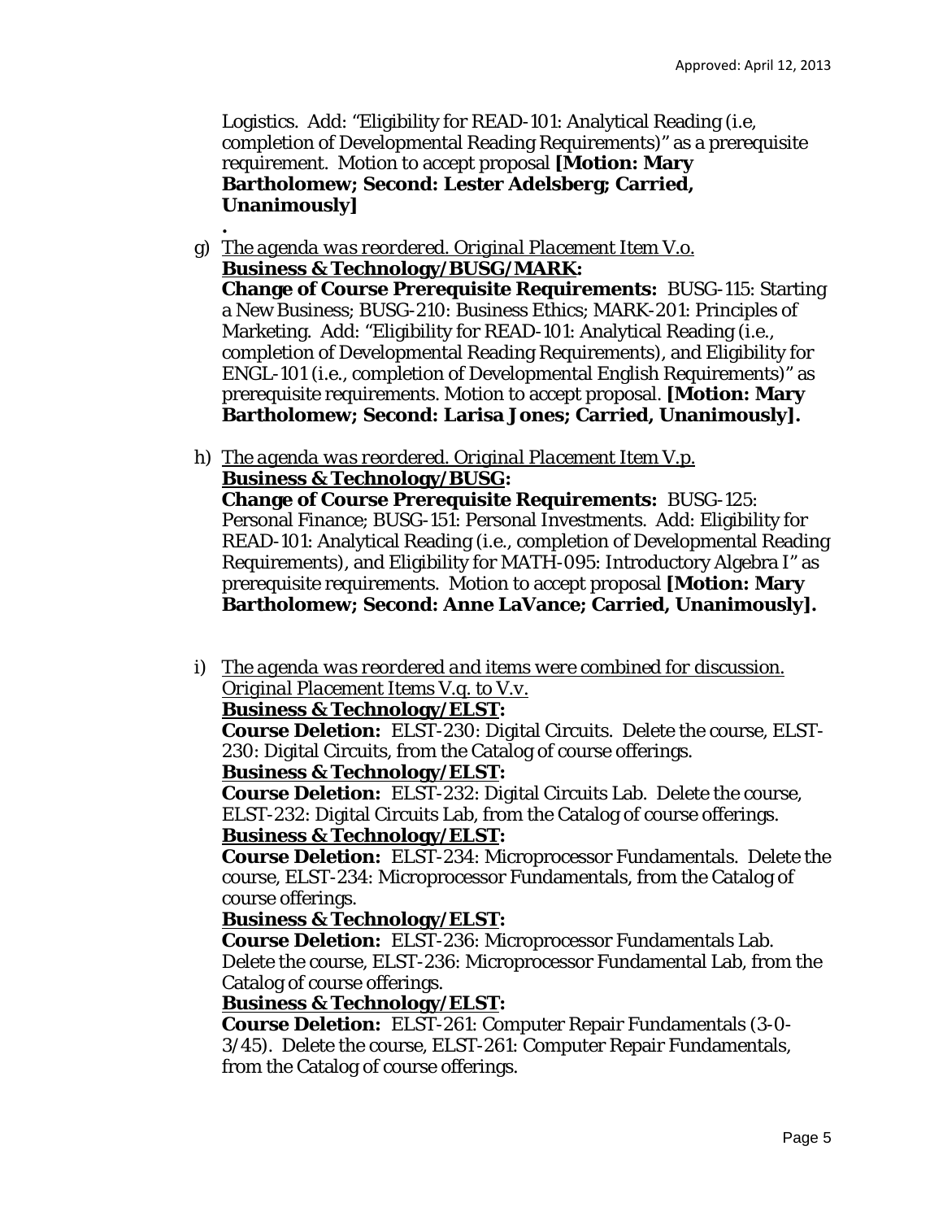Logistics. Add: "Eligibility for READ-101: Analytical Reading (i.e, completion of Developmental Reading Requirements)" as a prerequisite requirement. Motion to accept proposal **[Motion: Mary Bartholomew; Second: Lester Adelsberg; Carried, Unanimously]**

.

g) *The agenda was reordered. Original Placement Item V.o.*
**Business & Technology/BUSG/MARK:**
**Change of Course Prerequisite Requirements:** BUSG-115: Starting a New Business; BUSG-210: Business Ethics; MARK-201: Principles of Marketing. Add: "Eligibility for READ-101: Analytical Reading (i.e., completion of Developmental Reading Requirements), and Eligibility for ENGL-101 (i.e., completion of Developmental English Requirements)" as prerequisite requirements. Motion to accept proposal. **[Motion: Mary Bartholomew; Second: Larisa Jones; Carried, Unanimously].**

h) *The agenda was reordered. Original Placement Item V.p.*
**Business & Technology/BUSG:**
**Change of Course Prerequisite Requirements:** BUSG-125: Personal Finance; BUSG-151: Personal Investments. Add: Eligibility for READ-101: Analytical Reading (i.e., completion of Developmental Reading Requirements), and Eligibility for MATH-095: Introductory Algebra I" as prerequisite requirements. Motion to accept proposal **[Motion: Mary Bartholomew; Second: Anne LaVance; Carried, Unanimously].**

i) *The agenda was reordered and items were combined for discussion. Original Placement Items V.q. to V.v.*
**Business & Technology/ELST:**
**Course Deletion:** ELST-230: Digital Circuits. Delete the course, ELST-230: Digital Circuits, from the Catalog of course offerings.
**Business & Technology/ELST:**
**Course Deletion:** ELST-232: Digital Circuits Lab. Delete the course, ELST-232: Digital Circuits Lab, from the Catalog of course offerings.
**Business & Technology/ELST:**
**Course Deletion:** ELST-234: Microprocessor Fundamentals. Delete the course, ELST-234: Microprocessor Fundamentals, from the Catalog of course offerings.
**Business & Technology/ELST:**
**Course Deletion:** ELST-236: Microprocessor Fundamentals Lab. Delete the course, ELST-236: Microprocessor Fundamental Lab, from the Catalog of course offerings.
**Business & Technology/ELST:**
**Course Deletion:** ELST-261: Computer Repair Fundamentals (3-0-3/45). Delete the course, ELST-261: Computer Repair Fundamentals, from the Catalog of course offerings.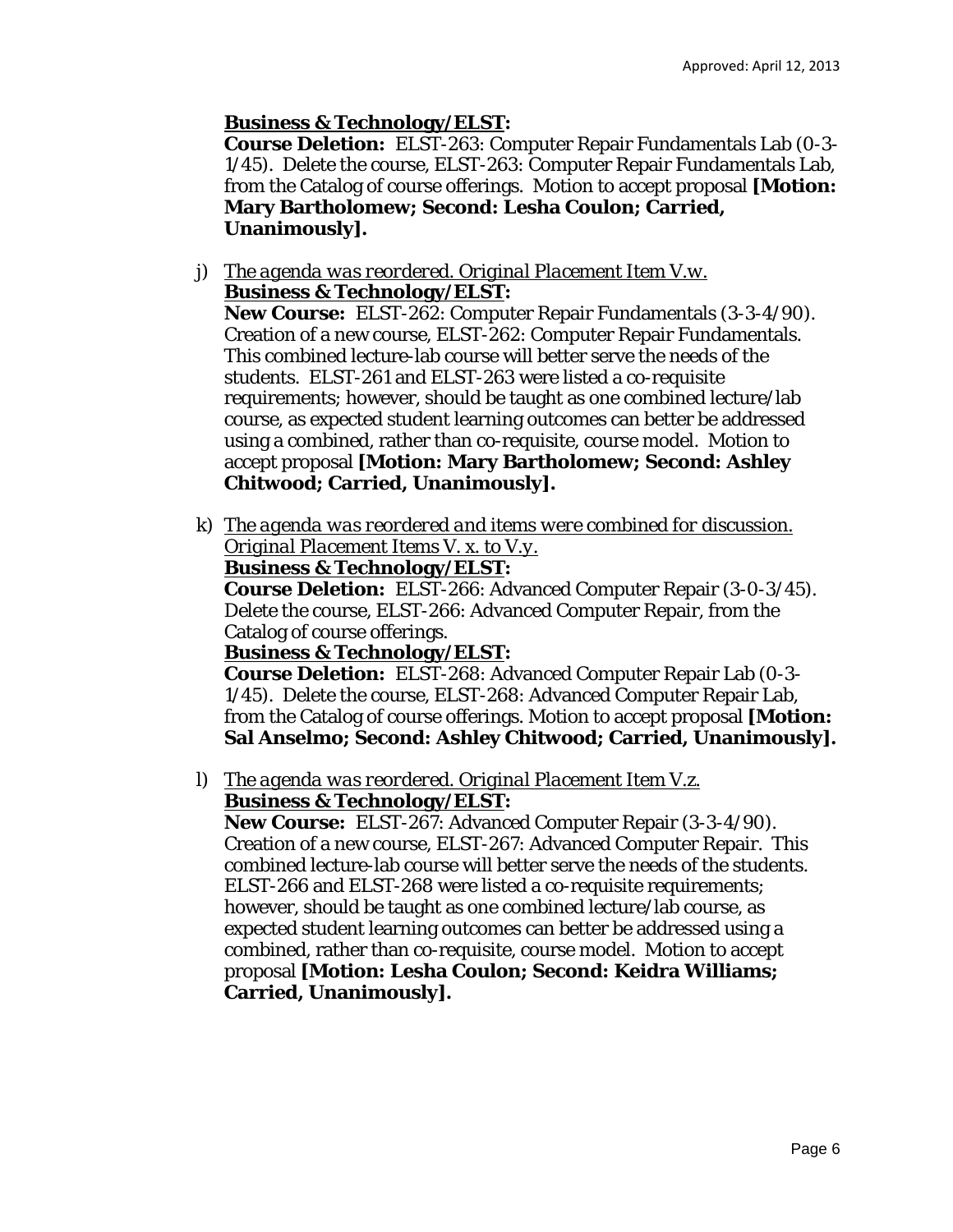**Business & Technology/ELST:**
**Course Deletion:** ELST-263: Computer Repair Fundamentals Lab (0-3-1/45). Delete the course, ELST-263: Computer Repair Fundamentals Lab, from the Catalog of course offerings. Motion to accept proposal **[Motion: Mary Bartholomew; Second: Lesha Coulon; Carried, Unanimously].**

j) *The agenda was reordered. Original Placement Item V.w.*
**Business & Technology/ELST:**
**New Course:** ELST-262: Computer Repair Fundamentals (3-3-4/90). Creation of a new course, ELST-262: Computer Repair Fundamentals. This combined lecture-lab course will better serve the needs of the students. ELST-261 and ELST-263 were listed a co-requisite requirements; however, should be taught as one combined lecture/lab course, as expected student learning outcomes can better be addressed using a combined, rather than co-requisite, course model. Motion to accept proposal **[Motion: Mary Bartholomew; Second: Ashley Chitwood; Carried, Unanimously].**

k) *The agenda was reordered and items were combined for discussion. Original Placement Items V. x. to V.y.*
**Business & Technology/ELST:**
**Course Deletion:** ELST-266: Advanced Computer Repair (3-0-3/45). Delete the course, ELST-266: Advanced Computer Repair, from the Catalog of course offerings.
**Business & Technology/ELST:**
**Course Deletion:** ELST-268: Advanced Computer Repair Lab (0-3-1/45). Delete the course, ELST-268: Advanced Computer Repair Lab, from the Catalog of course offerings. Motion to accept proposal **[Motion: Sal Anselmo; Second: Ashley Chitwood; Carried, Unanimously].**

l) *The agenda was reordered. Original Placement Item V.z.*
**Business & Technology/ELST:**
**New Course:** ELST-267: Advanced Computer Repair (3-3-4/90). Creation of a new course, ELST-267: Advanced Computer Repair. This combined lecture-lab course will better serve the needs of the students. ELST-266 and ELST-268 were listed a co-requisite requirements; however, should be taught as one combined lecture/lab course, as expected student learning outcomes can better be addressed using a combined, rather than co-requisite, course model. Motion to accept proposal **[Motion: Lesha Coulon; Second: Keidra Williams; Carried, Unanimously].**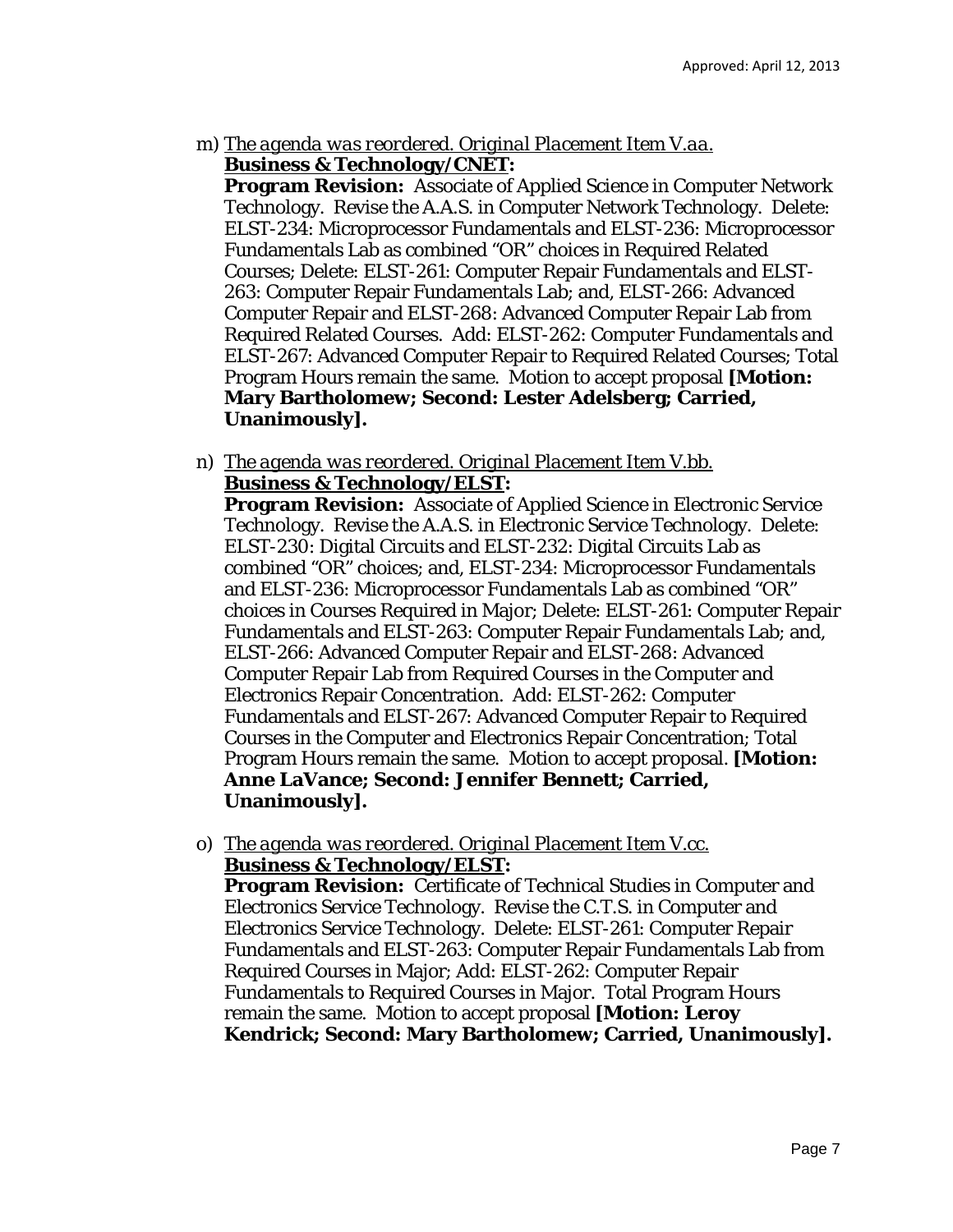m) *The agenda was reordered. Original Placement Item V.aa.*
**Business & Technology/CNET:**
**Program Revision:** Associate of Applied Science in Computer Network Technology. Revise the A.A.S. in Computer Network Technology. Delete: ELST-234: Microprocessor Fundamentals and ELST-236: Microprocessor Fundamentals Lab as combined "OR" choices in Required Related Courses; Delete: ELST-261: Computer Repair Fundamentals and ELST-263: Computer Repair Fundamentals Lab; and, ELST-266: Advanced Computer Repair and ELST-268: Advanced Computer Repair Lab from Required Related Courses. Add: ELST-262: Computer Fundamentals and ELST-267: Advanced Computer Repair to Required Related Courses; Total Program Hours remain the same. Motion to accept proposal **[Motion: Mary Bartholomew; Second: Lester Adelsberg; Carried, Unanimously].**

n) *The agenda was reordered. Original Placement Item V.bb.*
**Business & Technology/ELST:**
**Program Revision:** Associate of Applied Science in Electronic Service Technology. Revise the A.A.S. in Electronic Service Technology. Delete: ELST-230: Digital Circuits and ELST-232: Digital Circuits Lab as combined "OR" choices; and, ELST-234: Microprocessor Fundamentals and ELST-236: Microprocessor Fundamentals Lab as combined "OR" choices in Courses Required in Major; Delete: ELST-261: Computer Repair Fundamentals and ELST-263: Computer Repair Fundamentals Lab; and, ELST-266: Advanced Computer Repair and ELST-268: Advanced Computer Repair Lab from Required Courses in the Computer and Electronics Repair Concentration. Add: ELST-262: Computer Fundamentals and ELST-267: Advanced Computer Repair to Required Courses in the Computer and Electronics Repair Concentration; Total Program Hours remain the same. Motion to accept proposal. **[Motion: Anne LaVance; Second: Jennifer Bennett; Carried, Unanimously].**

o) *The agenda was reordered. Original Placement Item V.cc.*
**Business & Technology/ELST:**
**Program Revision:** Certificate of Technical Studies in Computer and Electronics Service Technology. Revise the C.T.S. in Computer and Electronics Service Technology. Delete: ELST-261: Computer Repair Fundamentals and ELST-263: Computer Repair Fundamentals Lab from Required Courses in Major; Add: ELST-262: Computer Repair Fundamentals to Required Courses in Major. Total Program Hours remain the same. Motion to accept proposal **[Motion: Leroy Kendrick; Second: Mary Bartholomew; Carried, Unanimously].**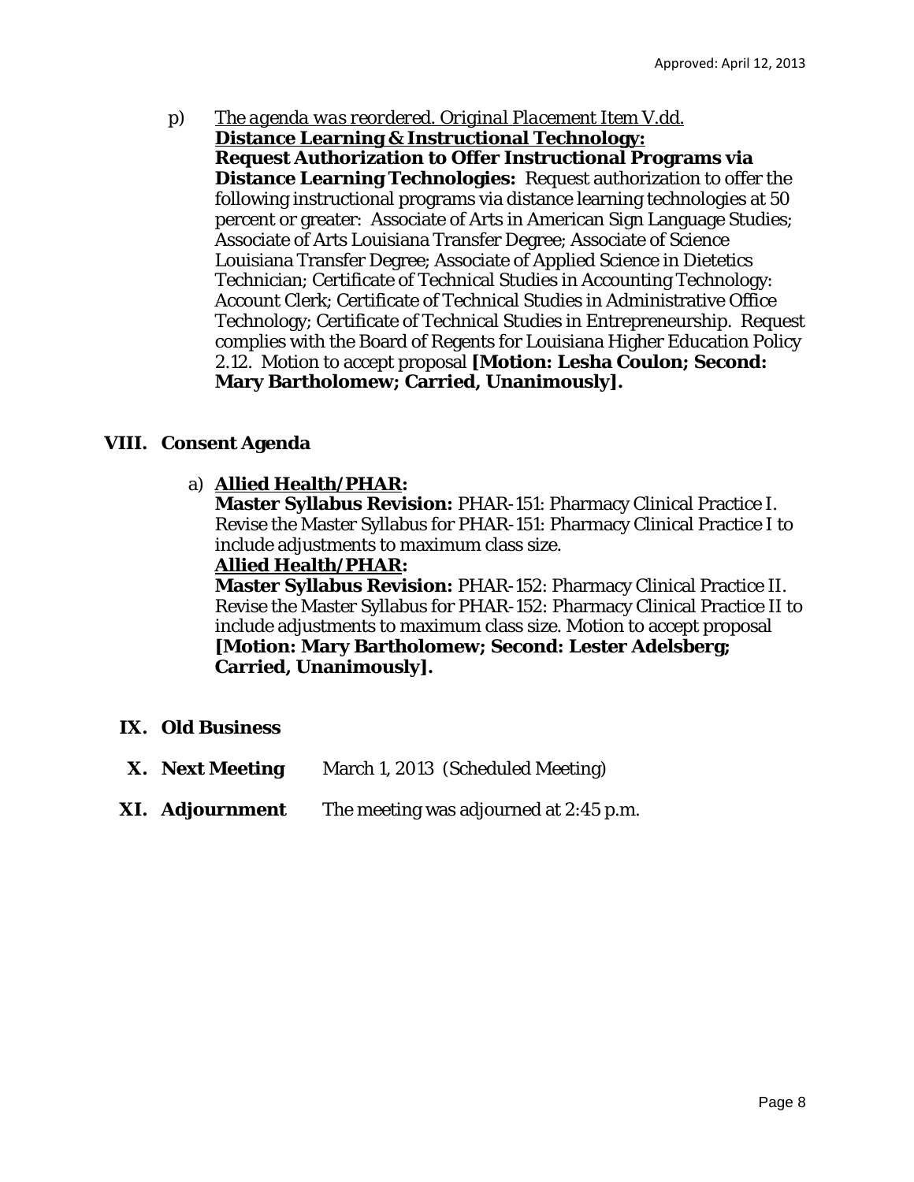p) *The agenda was reordered. Original Placement Item V.dd.*
**Distance Learning & Instructional Technology:**
**Request Authorization to Offer Instructional Programs via Distance Learning Technologies:** Request authorization to offer the following instructional programs via distance learning technologies at 50 percent or greater: Associate of Arts in American Sign Language Studies; Associate of Arts Louisiana Transfer Degree; Associate of Science Louisiana Transfer Degree; Associate of Applied Science in Dietetics Technician; Certificate of Technical Studies in Accounting Technology: Account Clerk; Certificate of Technical Studies in Administrative Office Technology; Certificate of Technical Studies in Entrepreneurship. Request complies with the Board of Regents for Louisiana Higher Education Policy 2.12. Motion to accept proposal **[Motion: Lesha Coulon; Second: Mary Bartholomew; Carried, Unanimously].**

## VIII. Consent Agenda

a) **Allied Health/PHAR:**
**Master Syllabus Revision:** PHAR-151: Pharmacy Clinical Practice I. Revise the Master Syllabus for PHAR-151: Pharmacy Clinical Practice I to include adjustments to maximum class size.
**Allied Health/PHAR:**
**Master Syllabus Revision:** PHAR-152: Pharmacy Clinical Practice II. Revise the Master Syllabus for PHAR-152: Pharmacy Clinical Practice II to include adjustments to maximum class size. Motion to accept proposal **[Motion: Mary Bartholomew; Second: Lester Adelsberg; Carried, Unanimously].**

## IX. Old Business

## X. Next Meeting

March 1, 2013 (Scheduled Meeting)

## XI. Adjournment

The meeting was adjourned at 2:45 p.m.